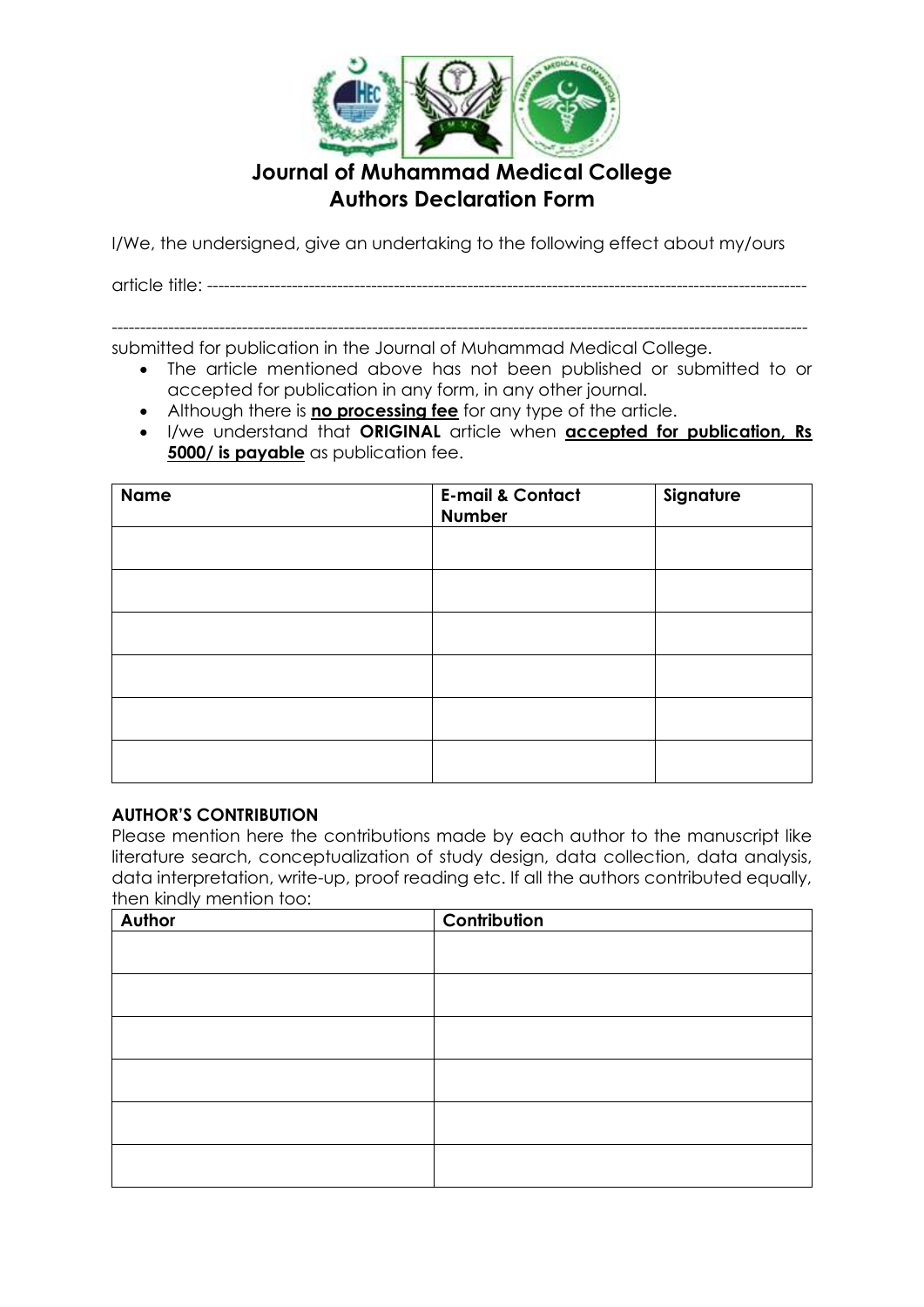# Journal of Muhammad Medical College
## Authors Declaration Form

I/We, the undersigned, give an undertaking to the following effect about my/ours

article title: ---------------------------------------------------------------------------------------------------------

-----------------------------------------------------------------------------------------------------------------------

submitted for publication in the Journal of Muhammad Medical College.

- The article mentioned above has not been published or submitted to or accepted for publication in any form, in any other journal.
- Although there is **no processing fee** for any type of the article.
- I/we understand that **ORIGINAL** article when **accepted for publication, Rs 5000/ is payable** as publication fee.

| Name | E-mail & Contact Number | Signature |
|---|---|---|
| | | |
| | | |
| | | |
| | | |
| | | |
| | | |

**AUTHOR'S CONTRIBUTION**

Please mention here the contributions made by each author to the manuscript like literature search, conceptualization of study design, data collection, data analysis, data interpretation, write-up, proof reading etc. If all the authors contributed equally, then kindly mention too:

| Author | Contribution |
|---|---|
| | |
| | |
| | |
| | |
| | |
| | |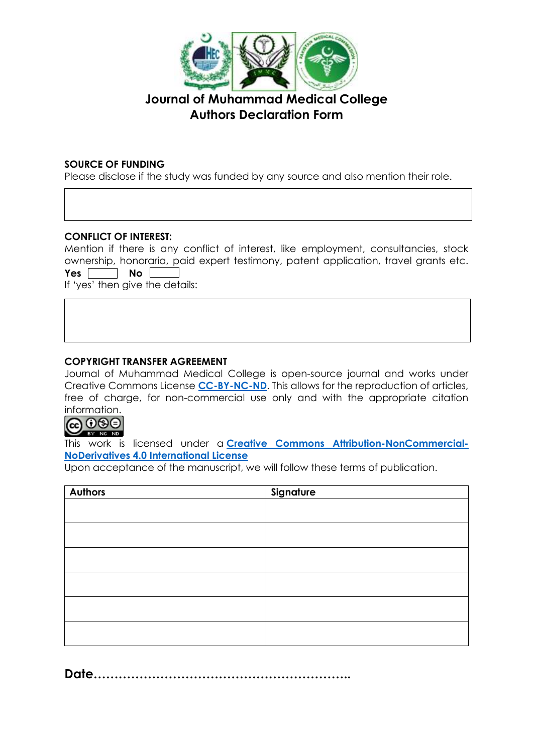# Journal of Muhammad Medical College
## Authors Declaration Form

**SOURCE OF FUNDING**

Please disclose if the study was funded by any source and also mention their role.

**CONFLICT OF INTEREST:**

Mention if there is any conflict of interest, like employment, consultancies, stock ownership, honoraria, paid expert testimony, patent application, travel grants etc.

**Yes** ☐ **No** ☐

If 'yes' then give the details:

**COPYRIGHT TRANSFER AGREEMENT**

Journal of Muhammad Medical College is open-source journal and works under Creative Commons License **CC-BY-NC-ND**. This allows for the reproduction of articles, free of charge, for non-commercial use only and with the appropriate citation information.

This work is licensed under a **Creative Commons Attribution-NonCommercial-NoDerivatives 4.0 International License**

Upon acceptance of the manuscript, we will follow these terms of publication.

| Authors | Signature |
|---|---|
| | |
| | |
| | |
| | |
| | |
| | |

**Date……………………………………………………..**